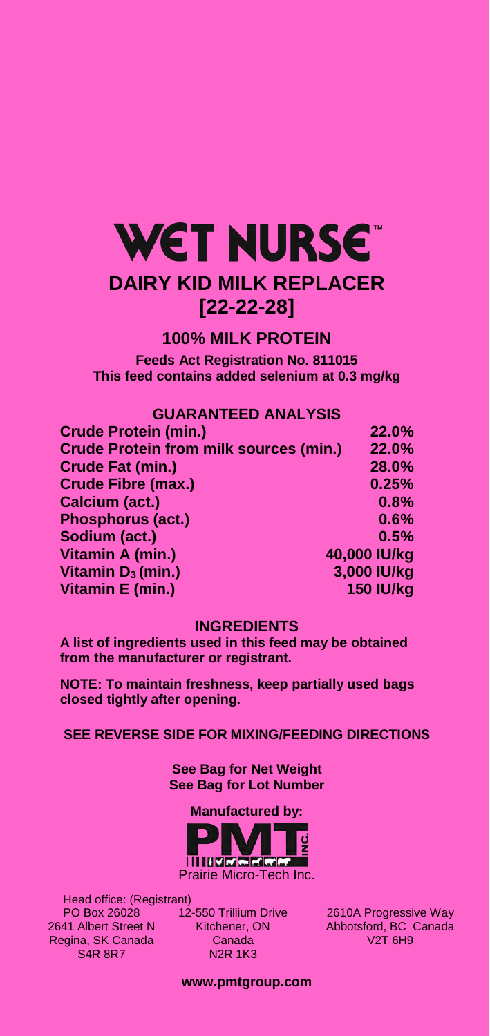# WET NURSE™

## DAIRY KID MILK REPLACER
## [22-22-28]

### 100% MILK PROTEIN

**Feeds Act Registration No. 811015**
**This feed contains added selenium at 0.3 mg/kg**

### GUARANTEED ANALYSIS

| | |
|---|---|
| Crude Protein (min.) | 22.0% |
| Crude Protein from milk sources (min.) | 22.0% |
| Crude Fat (min.) | 28.0% |
| Crude Fibre (max.) | 0.25% |
| Calcium (act.) | 0.8% |
| Phosphorus (act.) | 0.6% |
| Sodium (act.) | 0.5% |
| Vitamin A (min.) | 40,000 IU/kg |
| Vitamin $D_3$ (min.) | 3,000 IU/kg |
| Vitamin E (min.) | 150 IU/kg |

### INGREDIENTS

**A list of ingredients used in this feed may be obtained from the manufacturer or registrant.**

**NOTE: To maintain freshness, keep partially used bags closed tightly after opening.**

**SEE REVERSE SIDE FOR MIXING/FEEDING DIRECTIONS**

**See Bag for Net Weight**
**See Bag for Lot Number**

**Manufactured by:**

PMT INC.
Prairie Micro-Tech Inc.

Head office: (Registrant)
PO Box 26028
2641 Albert Street N
Regina, SK Canada
S4R 8R7

12-550 Trillium Drive
Kitchener, ON
Canada
N2R 1K3

2610A Progressive Way
Abbotsford, BC Canada
V2T 6H9

**www.pmtgroup.com**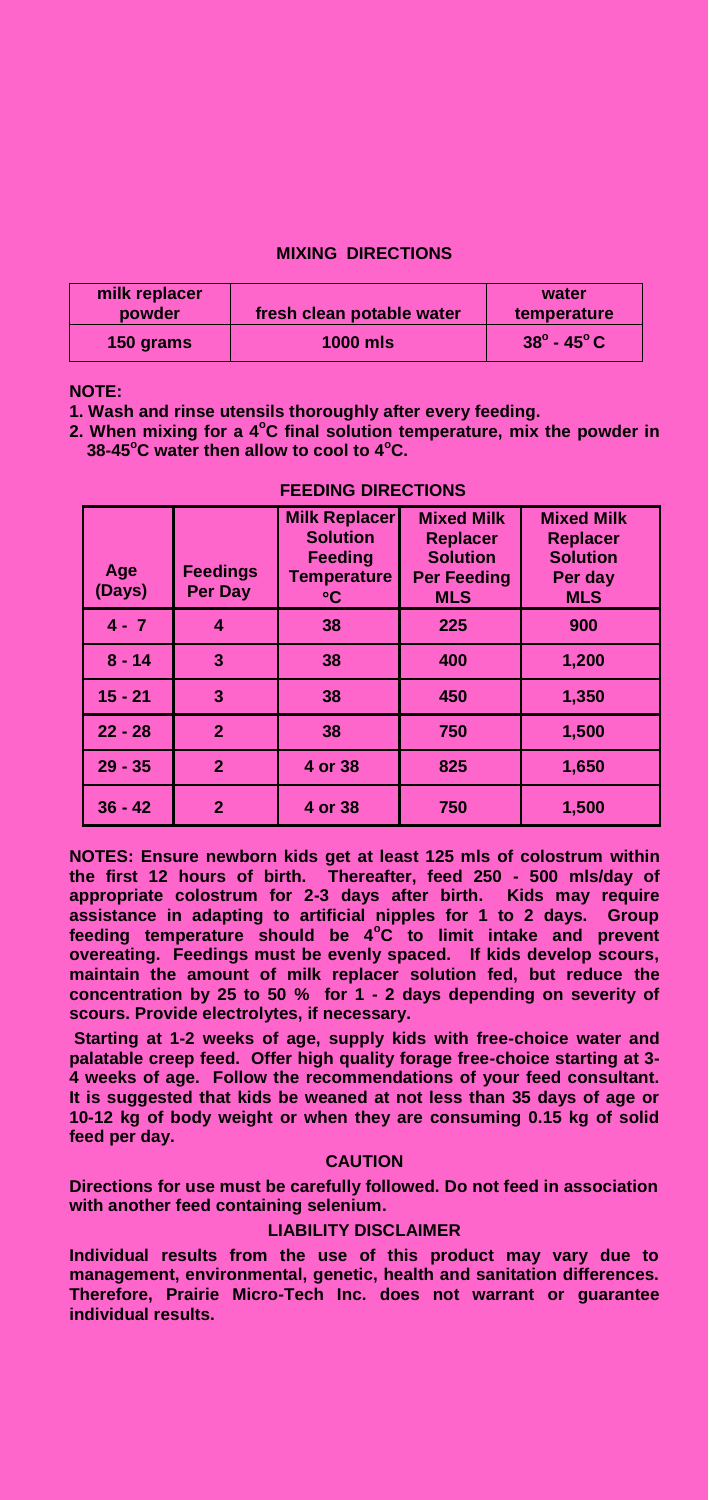## MIXING DIRECTIONS

| milk replacer powder | fresh clean potable water | water temperature |
|---|---|---|
| 150 grams | 1000 mls | $38^{o}$ - $45^{o}$C |

**NOTE:**

1. Wash and rinse utensils thoroughly after every feeding.
2. When mixing for a $4^{o}$C final solution temperature, mix the powder in 38-45$^{o}$C water then allow to cool to $4^{o}$C.

## FEEDING DIRECTIONS

| Age (Days) | Feedings Per Day | Milk Replacer Solution Feeding Temperature °C | Mixed Milk Replacer Solution Per Feeding MLS | Mixed Milk Replacer Solution Per day MLS |
|---|---|---|---|---|
| 4 - 7 | 4 | 38 | 225 | 900 |
| 8 - 14 | 3 | 38 | 400 | 1,200 |
| 15 - 21 | 3 | 38 | 450 | 1,350 |
| 22 - 28 | 2 | 38 | 750 | 1,500 |
| 29 - 35 | 2 | 4 or 38 | 825 | 1,650 |
| 36 - 42 | 2 | 4 or 38 | 750 | 1,500 |

**NOTES:** Ensure newborn kids get at least 125 mls of colostrum within the first 12 hours of birth. Thereafter, feed 250 - 500 mls/day of appropriate colostrum for 2-3 days after birth. Kids may require assistance in adapting to artificial nipples for 1 to 2 days. Group feeding temperature should be $4^{o}$C to limit intake and prevent overeating. Feedings must be evenly spaced. If kids develop scours, maintain the amount of milk replacer solution fed, but reduce the concentration by 25 to 50 % for 1 - 2 days depending on severity of scours. Provide electrolytes, if necessary.

Starting at 1-2 weeks of age, supply kids with free-choice water and palatable creep feed. Offer high quality forage free-choice starting at 3-4 weeks of age. Follow the recommendations of your feed consultant. It is suggested that kids be weaned at not less than 35 days of age or 10-12 kg of body weight or when they are consuming 0.15 kg of solid feed per day.

### CAUTION

Directions for use must be carefully followed. Do not feed in association with another feed containing selenium.

### LIABILITY DISCLAIMER

Individual results from the use of this product may vary due to management, environmental, genetic, health and sanitation differences. Therefore, Prairie Micro-Tech Inc. does not warrant or guarantee individual results.